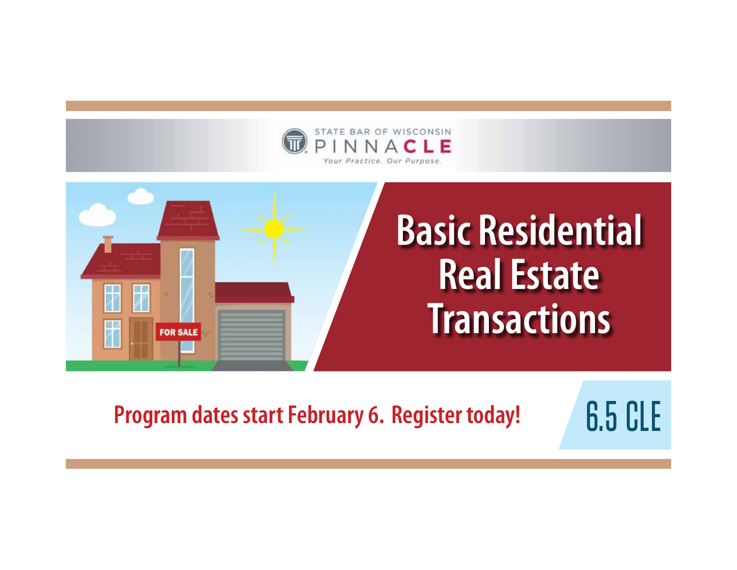STATE BAR OF WISCONSIN
PINNACLE
*Your Practice. Our Purpose.*

# Basic Residential Real Estate Transactions

FOR SALE

**Program dates start February 6. Register today!**

**6.5 CLE**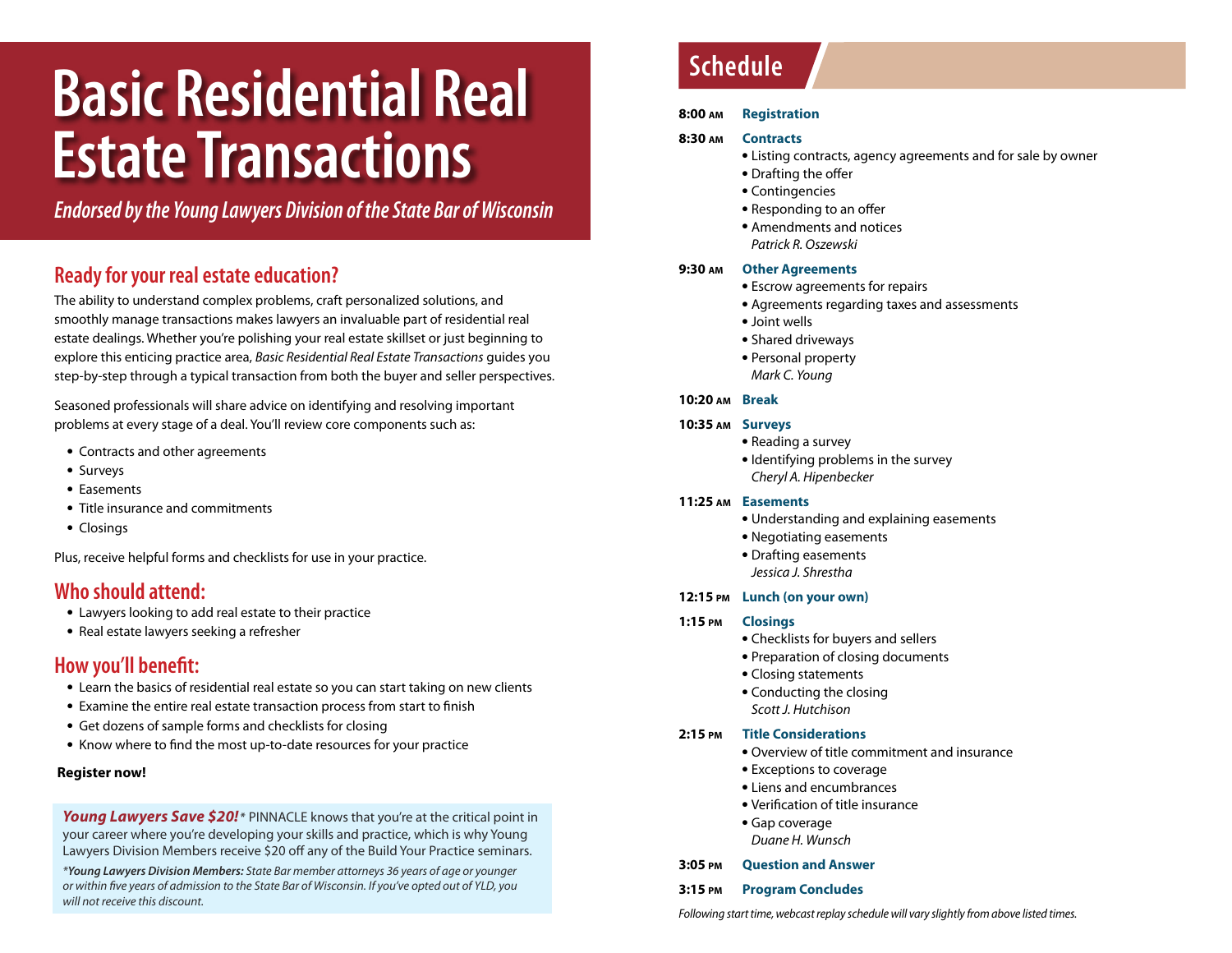# Basic Residential Real Estate Transactions

*Endorsed by the Young Lawyers Division of the State Bar of Wisconsin*

## Ready for your real estate education?

The ability to understand complex problems, craft personalized solutions, and smoothly manage transactions makes lawyers an invaluable part of residential real estate dealings. Whether you're polishing your real estate skillset or just beginning to explore this enticing practice area, *Basic Residential Real Estate Transactions* guides you step-by-step through a typical transaction from both the buyer and seller perspectives.

Seasoned professionals will share advice on identifying and resolving important problems at every stage of a deal. You'll review core components such as:

- Contracts and other agreements
- Surveys
- Easements
- Title insurance and commitments
- Closings

Plus, receive helpful forms and checklists for use in your practice.

## Who should attend:

- Lawyers looking to add real estate to their practice
- Real estate lawyers seeking a refresher

## How you'll benefit:

- Learn the basics of residential real estate so you can start taking on new clients
- Examine the entire real estate transaction process from start to finish
- Get dozens of sample forms and checklists for closing
- Know where to find the most up-to-date resources for your practice

**Register now!**

***Young Lawyers Save $20!**** PINNACLE knows that you're at the critical point in your career where you're developing your skills and practice, which is why Young Lawyers Division Members receive $20 off any of the Build Your Practice seminars.

*\*Young Lawyers Division Members: State Bar member attorneys 36 years of age or younger or within five years of admission to the State Bar of Wisconsin. If you've opted out of YLD, you will not receive this discount.*

## Schedule

**8:00 AM** **Registration**

**8:30 AM** **Contracts**
- Listing contracts, agency agreements and for sale by owner
- Drafting the offer
- Contingencies
- Responding to an offer
- Amendments and notices

*Patrick R. Oszewski*

**9:30 AM** **Other Agreements**
- Escrow agreements for repairs
- Agreements regarding taxes and assessments
- Joint wells
- Shared driveways
- Personal property

*Mark C. Young*

**10:20 AM** **Break**

**10:35 AM** **Surveys**
- Reading a survey
- Identifying problems in the survey

*Cheryl A. Hipenbecker*

**11:25 AM** **Easements**
- Understanding and explaining easements
- Negotiating easements
- Drafting easements

*Jessica J. Shrestha*

**12:15 PM** **Lunch (on your own)**

**1:15 PM** **Closings**
- Checklists for buyers and sellers
- Preparation of closing documents
- Closing statements
- Conducting the closing

*Scott J. Hutchison*

**2:15 PM** **Title Considerations**
- Overview of title commitment and insurance
- Exceptions to coverage
- Liens and encumbrances
- Verification of title insurance
- Gap coverage

*Duane H. Wunsch*

**3:05 PM** **Question and Answer**

**3:15 PM** **Program Concludes**

*Following start time, webcast replay schedule will vary slightly from above listed times.*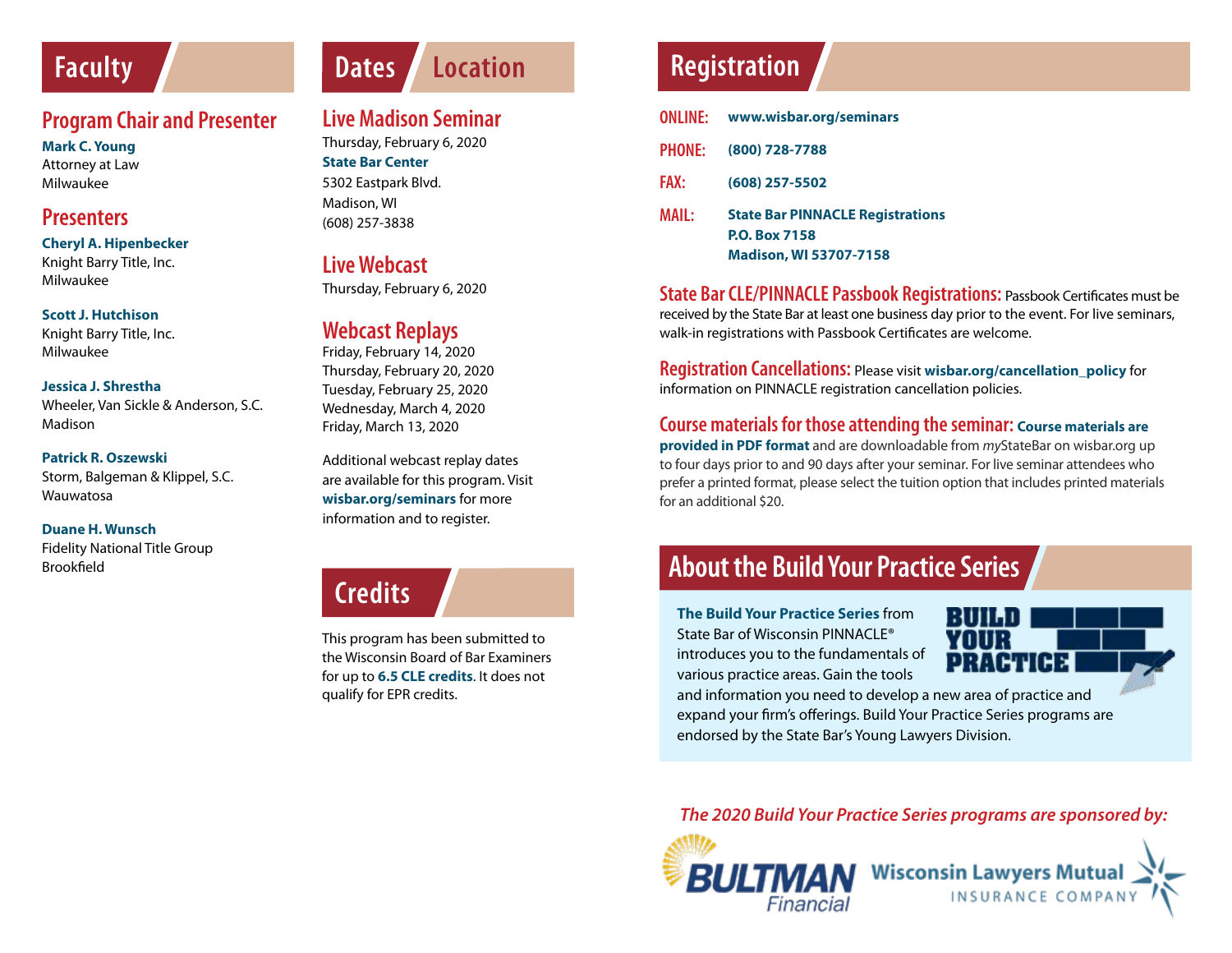## Faculty

### Program Chair and Presenter

**Mark C. Young**
Attorney at Law
Milwaukee

### Presenters

**Cheryl A. Hipenbecker**
Knight Barry Title, Inc.
Milwaukee

**Scott J. Hutchison**
Knight Barry Title, Inc.
Milwaukee

**Jessica J. Shrestha**
Wheeler, Van Sickle & Anderson, S.C.
Madison

**Patrick R. Oszewski**
Storm, Balgeman & Klippel, S.C.
Wauwatosa

**Duane H. Wunsch**
Fidelity National Title Group
Brookfield

## Dates / Location

### Live Madison Seminar

Thursday, February 6, 2020
**State Bar Center**
5302 Eastpark Blvd.
Madison, WI
(608) 257-3838

### Live Webcast

Thursday, February 6, 2020

### Webcast Replays

Friday, February 14, 2020
Thursday, February 20, 2020
Tuesday, February 25, 2020
Wednesday, March 4, 2020
Friday, March 13, 2020

Additional webcast replay dates are available for this program. Visit **wisbar.org/seminars** for more information and to register.

## Credits

This program has been submitted to the Wisconsin Board of Bar Examiners for up to **6.5 CLE credits**. It does not qualify for EPR credits.

## Registration

**ONLINE:** **www.wisbar.org/seminars**

**PHONE:** **(800) 728-7788**

**FAX:** **(608) 257-5502**

**MAIL:** **State Bar PINNACLE Registrations**
**P.O. Box 7158**
**Madison, WI 53707-7158**

**State Bar CLE/PINNACLE Passbook Registrations:** Passbook Certificates must be received by the State Bar at least one business day prior to the event. For live seminars, walk-in registrations with Passbook Certificates are welcome.

**Registration Cancellations:** Please visit **wisbar.org/cancellation_policy** for information on PINNACLE registration cancellation policies.

**Course materials for those attending the seminar:** **Course materials are provided in PDF format** and are downloadable from *my*StateBar on wisbar.org up to four days prior to and 90 days after your seminar. For live seminar attendees who prefer a printed format, please select the tuition option that includes printed materials for an additional $20.

## About the Build Your Practice Series

BUILD YOUR PRACTICE

**The Build Your Practice Series** from State Bar of Wisconsin PINNACLE® introduces you to the fundamentals of various practice areas. Gain the tools and information you need to develop a new area of practice and expand your firm's offerings. Build Your Practice Series programs are endorsed by the State Bar's Young Lawyers Division.

*The 2020 Build Your Practice Series programs are sponsored by:*

BULTMAN Financial

Wisconsin Lawyers Mutual INSURANCE COMPANY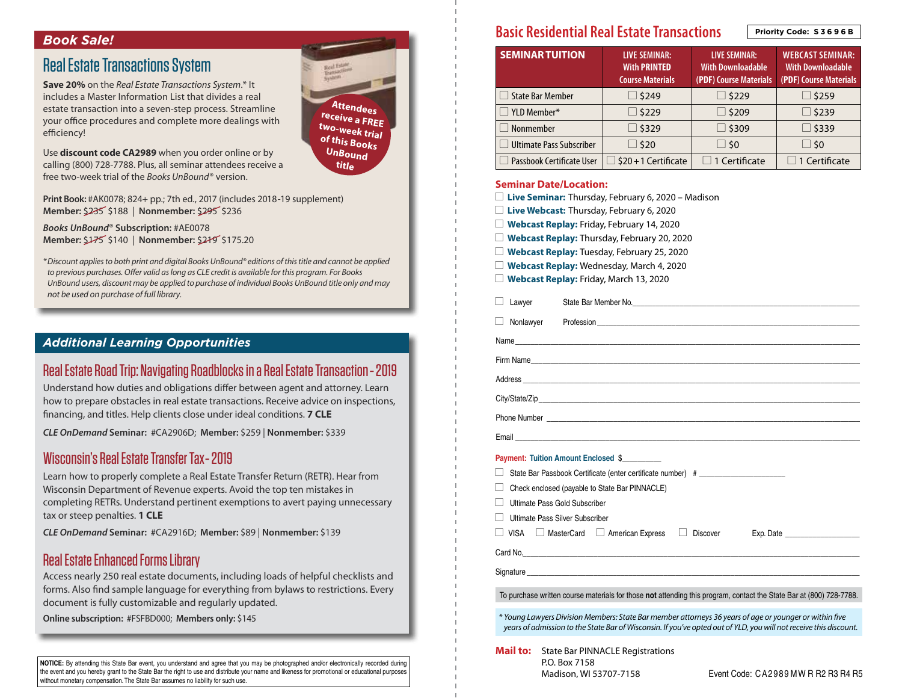## Book Sale!

# Real Estate Transactions System

**Save 20%** on the *Real Estate Transactions System*.* It includes a Master Information List that divides a real estate transaction into a seven-step process. Streamline your office procedures and complete more dealings with efficiency!

Attendees receive a FREE two-week trial of this Books UnBound title

Use **discount code CA2989** when you order online or by calling (800) 728-7788. Plus, all seminar attendees receive a free two-week trial of the *Books UnBound®* version.

**Print Book:** #AK0078; 824+ pp.; 7th ed., 2017 (includes 2018-19 supplement)
**Member:** ~~$235~~ $188 | **Nonmember:** ~~$295~~ $236

***Books UnBound®* Subscription:** #AE0078
**Member:** ~~$175~~ $140 | **Nonmember:** ~~$219~~ $175.20

*\*Discount applies to both print and digital Books UnBound® editions of this title and cannot be applied to previous purchases. Offer valid as long as CLE credit is available for this program. For Books UnBound users, discount may be applied to purchase of individual Books UnBound title only and may not be used on purchase of full library.*

## Additional Learning Opportunities

### Real Estate Road Trip: Navigating Roadblocks in a Real Estate Transaction - 2019

Understand how duties and obligations differ between agent and attorney. Learn how to prepare obstacles in real estate transactions. Receive advice on inspections, financing, and titles. Help clients close under ideal conditions. **7 CLE**

***CLE OnDemand* Seminar:** #CA2906D; **Member:** $259 | **Nonmember:** $339

### Wisconsin's Real Estate Transfer Tax - 2019

Learn how to properly complete a Real Estate Transfer Return (RETR). Hear from Wisconsin Department of Revenue experts. Avoid the top ten mistakes in completing RETRs. Understand pertinent exemptions to avert paying unnecessary tax or steep penalties. **1 CLE**

***CLE OnDemand* Seminar:** #CA2916D; **Member:** $89 | **Nonmember:** $139

### Real Estate Enhanced Forms Library

Access nearly 250 real estate documents, including loads of helpful checklists and forms. Also find sample language for everything from bylaws to restrictions. Every document is fully customizable and regularly updated.

**Online subscription:** #FSFBD000; **Members only:** $145

**NOTICE:** By attending this State Bar event, you understand and agree that you may be photographed and/or electronically recorded during the event and you hereby grant to the State Bar the right to use and distribute your name and likeness for promotional or educational purposes without monetary compensation. The State Bar assumes no liability for such use.

# Basic Residential Real Estate Transactions

**Priority Code: S3696B**

| SEMINAR TUITION | LIVE SEMINAR: With PRINTED Course Materials | LIVE SEMINAR: With Downloadable (PDF) Course Materials | WEBCAST SEMINAR: With Downloadable (PDF) Course Materials |
|---|---|---|---|
| ☐ State Bar Member | ☐ $249 | ☐ $229 | ☐ $259 |
| ☐ YLD Member* | ☐ $229 | ☐ $209 | ☐ $239 |
| ☐ Nonmember | ☐ $329 | ☐ $309 | ☐ $339 |
| ☐ Ultimate Pass Subscriber | ☐ $20 | ☐ $0 | ☐ $0 |
| ☐ Passbook Certificate User | ☐ $20 + 1 Certificate | ☐ 1 Certificate | ☐ 1 Certificate |

**Seminar Date/Location:**

- ☐ **Live Seminar:** Thursday, February 6, 2020 – Madison
- ☐ **Live Webcast:** Thursday, February 6, 2020
- ☐ **Webcast Replay:** Friday, February 14, 2020
- ☐ **Webcast Replay:** Thursday, February 20, 2020
- ☐ **Webcast Replay:** Tuesday, February 25, 2020
- ☐ **Webcast Replay:** Wednesday, March 4, 2020
- ☐ **Webcast Replay:** Friday, March 13, 2020

☐ Lawyer State Bar Member No.______________________

☐ Nonlawyer Profession______________________

Name______________________

Firm Name______________________

Address______________________

City/State/Zip______________________

Phone Number______________________

Email______________________

**Payment: Tuition Amount Enclosed** $_________

☐ State Bar Passbook Certificate (enter certificate number) # ______________

☐ Check enclosed (payable to State Bar PINNACLE)

☐ Ultimate Pass Gold Subscriber

☐ Ultimate Pass Silver Subscriber

☐ VISA ☐ MasterCard ☐ American Express ☐ Discover Exp. Date ______________

Card No.______________________

Signature______________________

To purchase written course materials for those **not** attending this program, contact the State Bar at (800) 728-7788.

*\* Young Lawyers Division Members: State Bar member attorneys 36 years of age or younger or within five years of admission to the State Bar of Wisconsin. If you've opted out of YLD, you will not receive this discount.*

**Mail to:** State Bar PINNACLE Registrations
P.O. Box 7158
Madison, WI 53707-7158

Event Code: CA2989 MW R R2 R3 R4 R5